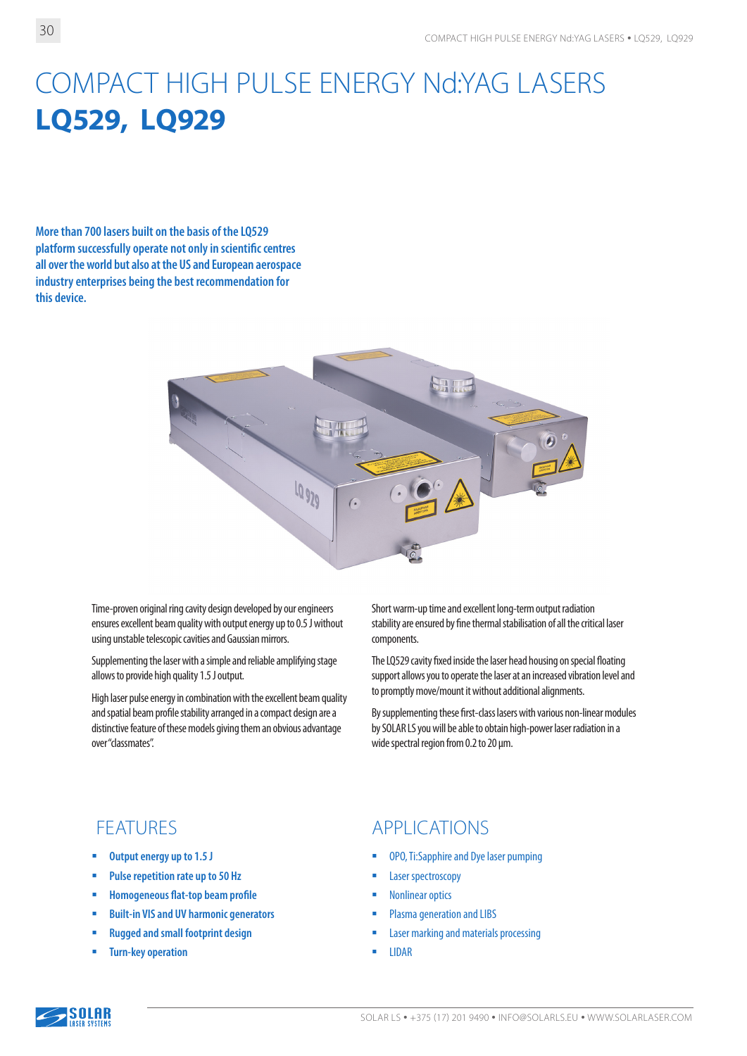# COMPACT HIGH PULSE ENERGY Nd:YAG LASERS
# **LQ529, LQ929**

**More than 700 lasers built on the basis of the LQ529 platform successfully operate not only in scientific centres all over the world but also at the US and European aerospace industry enterprises being the best recommendation for this device.**

Time-proven original ring cavity design developed by our engineers ensures excellent beam quality with output energy up to 0.5 J without using unstable telescopic cavities and Gaussian mirrors.

Supplementing the laser with a simple and reliable amplifying stage allows to provide high quality 1.5 J output.

High laser pulse energy in combination with the excellent beam quality and spatial beam profile stability arranged in a compact design are a distinctive feature of these models giving them an obvious advantage over "classmates".

Short warm-up time and excellent long-term output radiation stability are ensured by fine thermal stabilisation of all the critical laser components.

The LQ529 cavity fixed inside the laser head housing on special floating support allows you to operate the laser at an increased vibration level and to promptly move/mount it without additional alignments.

By supplementing these first-class lasers with various non-linear modules by SOLAR LS you will be able to obtain high-power laser radiation in a wide spectral region from 0.2 to 20 µm.

## FEATURES

- **Output energy up to 1.5 J**
- **Pulse repetition rate up to 50 Hz**
- **Homogeneous flat-top beam profile**
- **Built-in VIS and UV harmonic generators**
- **Rugged and small footprint design**
- **Turn-key operation**

## APPLICATIONS

- OPO, Ti:Sapphire and Dye laser pumping
- Laser spectroscopy
- Nonlinear optics
- Plasma generation and LIBS
- Laser marking and materials processing
- LIDAR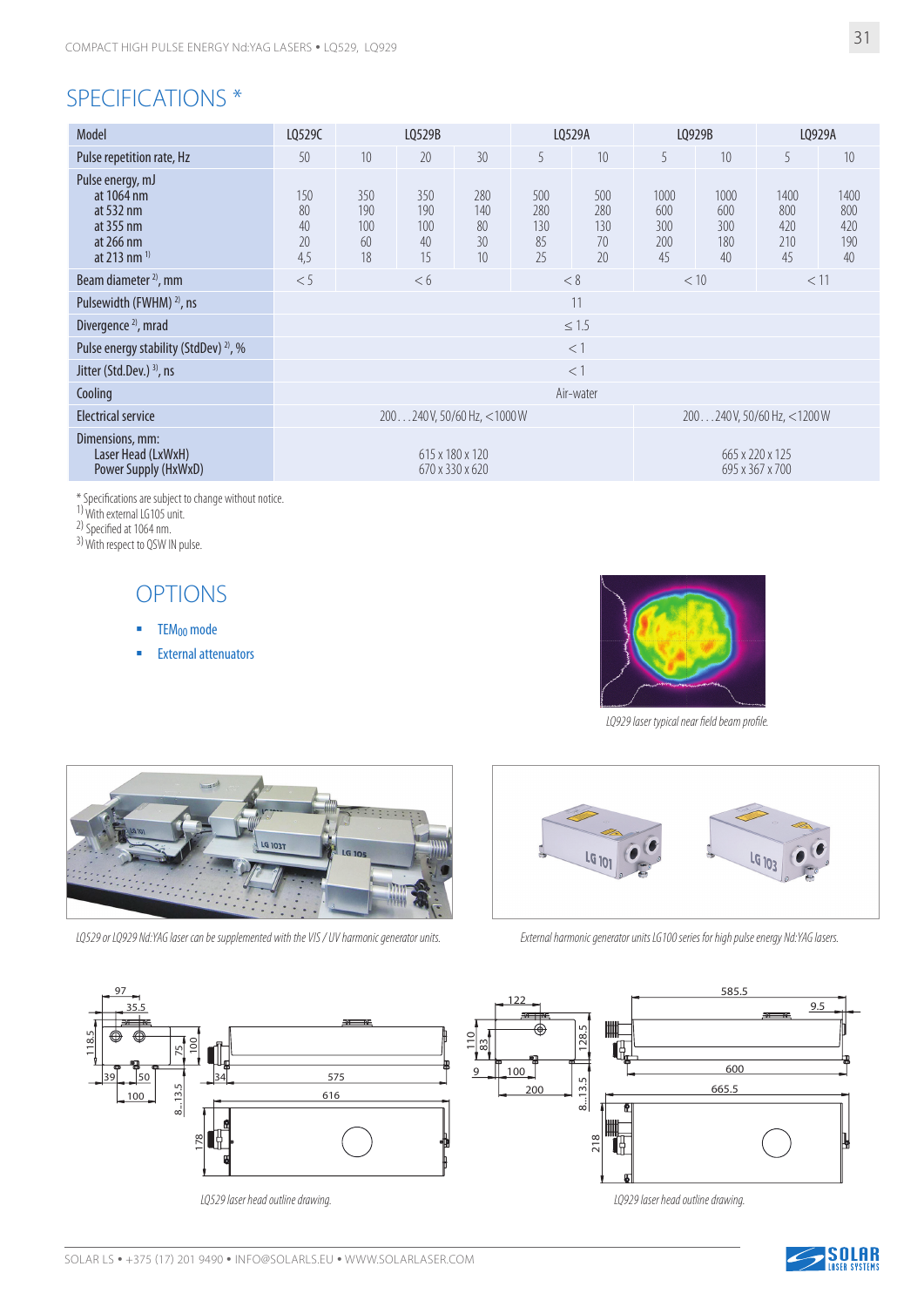## SPECIFICATIONS *

| Model | LQ529C | LQ529B | | | LQ529A | | LQ929B | | LQ929A | |
|---|---|---|---|---|---|---|---|---|---|---|
| Pulse repetition rate, Hz | 50 | 10 | 20 | 30 | 5 | 10 | 5 | 10 | 5 | 10 |
| Pulse energy, mJ<br>at 1064 nm<br>at 532 nm<br>at 355 nm<br>at 266 nm<br>at 213 nm [1] | <br>150<br>80<br>40<br>20<br>4,5 | <br>350<br>190<br>100<br>60<br>18 | <br>350<br>190<br>100<br>40<br>15 | <br>280<br>140<br>80<br>30<br>10 | <br>500<br>280<br>130<br>85<br>25 | <br>500<br>280<br>130<br>70<br>20 | <br>1000<br>600<br>300<br>200<br>45 | <br>1000<br>600<br>300<br>180<br>40 | <br>1400<br>800<br>420<br>210<br>45 | <br>1400<br>800<br>420<br>190<br>40 |
| Beam diameter [2], mm | < 5 | < 6 | | | < 8 | | < 10 | | < 11 | |
| Pulsewidth (FWHM) [2], ns | 11 | | | | | | | | | |
| Divergence [2], mrad | ≤ 1.5 | | | | | | | | | |
| Pulse energy stability (StdDev) [2], % | < 1 | | | | | | | | | |
| Jitter (Std.Dev.) [3], ns | < 1 | | | | | | | | | |
| Cooling | Air-water | | | | | | | | | |
| Electrical service | 200…240 V, 50/60 Hz, <1000 W | | | | | | 200…240 V, 50/60 Hz, <1200 W | | | |
| Dimensions, mm:<br>Laser Head (LxWxH)<br>Power Supply (HxWxD) | <br>615 x 180 x 120<br>670 x 330 x 620 | | | | | | <br>665 x 220 x 125<br>695 x 367 x 700 | | | |

* Specifications are subject to change without notice.
[1] With external LG105 unit.
[2] Specified at 1064 nm.
[3] With respect to QSW IN pulse.

## OPTIONS

- $TEM_{00}$ mode
- External attenuators

*LQ929 laser typical near field beam profile.*

*LQ529 or LQ929 Nd:YAG laser can be supplemented with the VIS / UV harmonic generator units.*

*External harmonic generator units LG100 series for high pulse energy Nd:YAG lasers.*

*LQ529 laser head outline drawing.*

*LQ929 laser head outline drawing.*